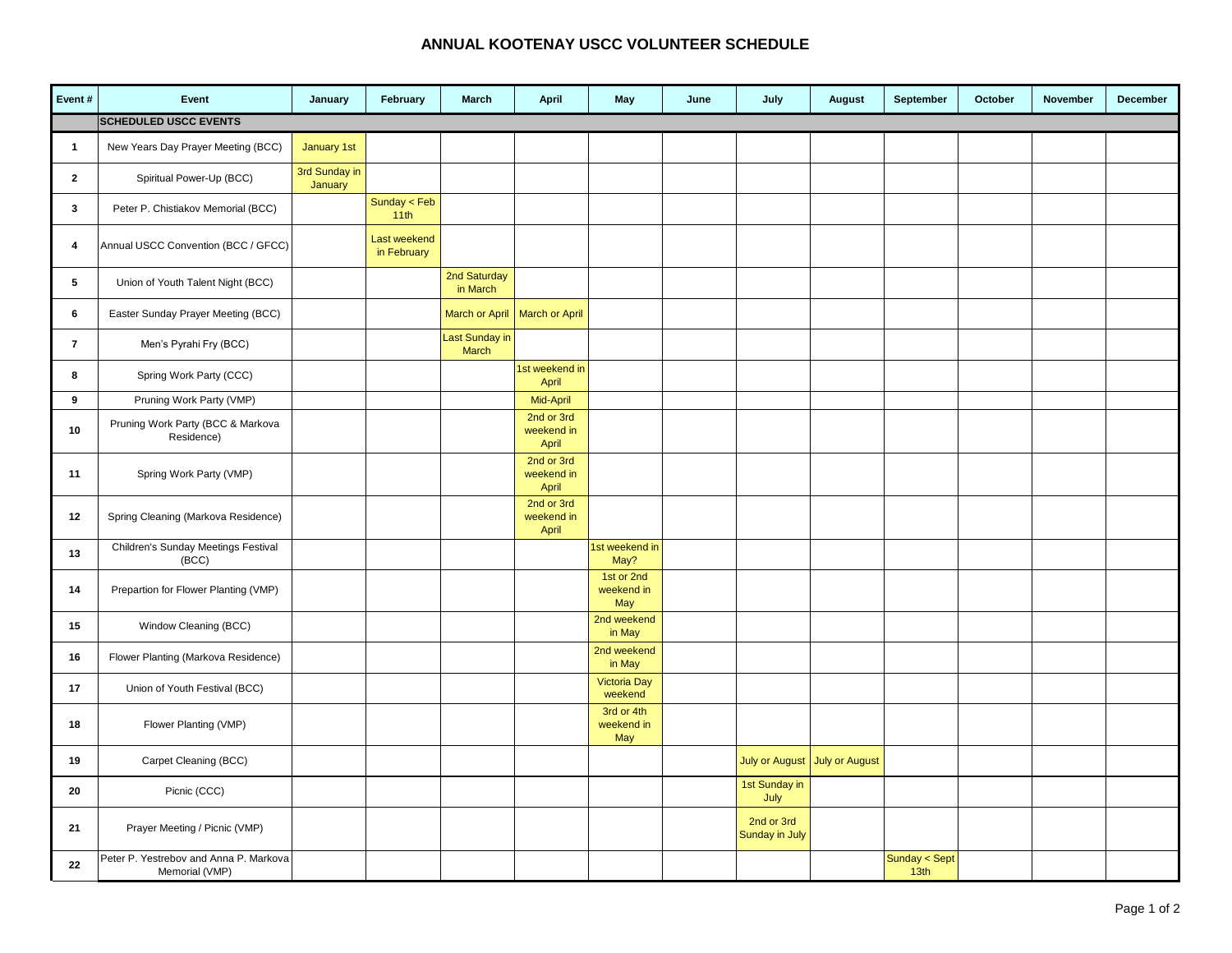# ANNUAL KOOTENAY USCC VOLUNTEER SCHEDULE

| Event # | Event | January | February | March | April | May | June | July | August | September | October | November | December |
|---|---|---|---|---|---|---|---|---|---|---|---|---|---|
| | **SCHEDULED USCC EVENTS** | | | | | | | | | | | | |
| 1 | New Years Day Prayer Meeting (BCC) | January 1st | | | | | | | | | | | |
| 2 | Spiritual Power-Up (BCC) | 3rd Sunday in January | | | | | | | | | | | |
| 3 | Peter P. Chistiakov Memorial (BCC) | | Sunday < Feb 11th | | | | | | | | | | |
| 4 | Annual USCC Convention (BCC / GFCC) | | Last weekend in February | | | | | | | | | | |
| 5 | Union of Youth Talent Night (BCC) | | | 2nd Saturday in March | | | | | | | | | |
| 6 | Easter Sunday Prayer Meeting (BCC) | | | March or April | March or April | | | | | | | | |
| 7 | Men's Pyrahi Fry (BCC) | | | Last Sunday in March | | | | | | | | | |
| 8 | Spring Work Party (CCC) | | | | 1st weekend in April | | | | | | | | |
| 9 | Pruning Work Party (VMP) | | | | Mid-April | | | | | | | | |
| 10 | Pruning Work Party (BCC & Markova Residence) | | | | 2nd or 3rd weekend in April | | | | | | | | |
| 11 | Spring Work Party (VMP) | | | | 2nd or 3rd weekend in April | | | | | | | | |
| 12 | Spring Cleaning (Markova Residence) | | | | 2nd or 3rd weekend in April | | | | | | | | |
| 13 | Children's Sunday Meetings Festival (BCC) | | | | | 1st weekend in May? | | | | | | | |
| 14 | Prepartion for Flower Planting (VMP) | | | | | 1st or 2nd weekend in May | | | | | | | |
| 15 | Window Cleaning (BCC) | | | | | 2nd weekend in May | | | | | | | |
| 16 | Flower Planting (Markova Residence) | | | | | 2nd weekend in May | | | | | | | |
| 17 | Union of Youth Festival (BCC) | | | | | Victoria Day weekend | | | | | | | |
| 18 | Flower Planting (VMP) | | | | | 3rd or 4th weekend in May | | | | | | | |
| 19 | Carpet Cleaning (BCC) | | | | | | | July or August | July or August | | | | |
| 20 | Picnic (CCC) | | | | | | | 1st Sunday in July | | | | | |
| 21 | Prayer Meeting / Picnic (VMP) | | | | | | | 2nd or 3rd Sunday in July | | | | | |
| 22 | Peter P. Yestrebov and Anna P. Markova Memorial (VMP) | | | | | | | | | Sunday < Sept 13th | | | |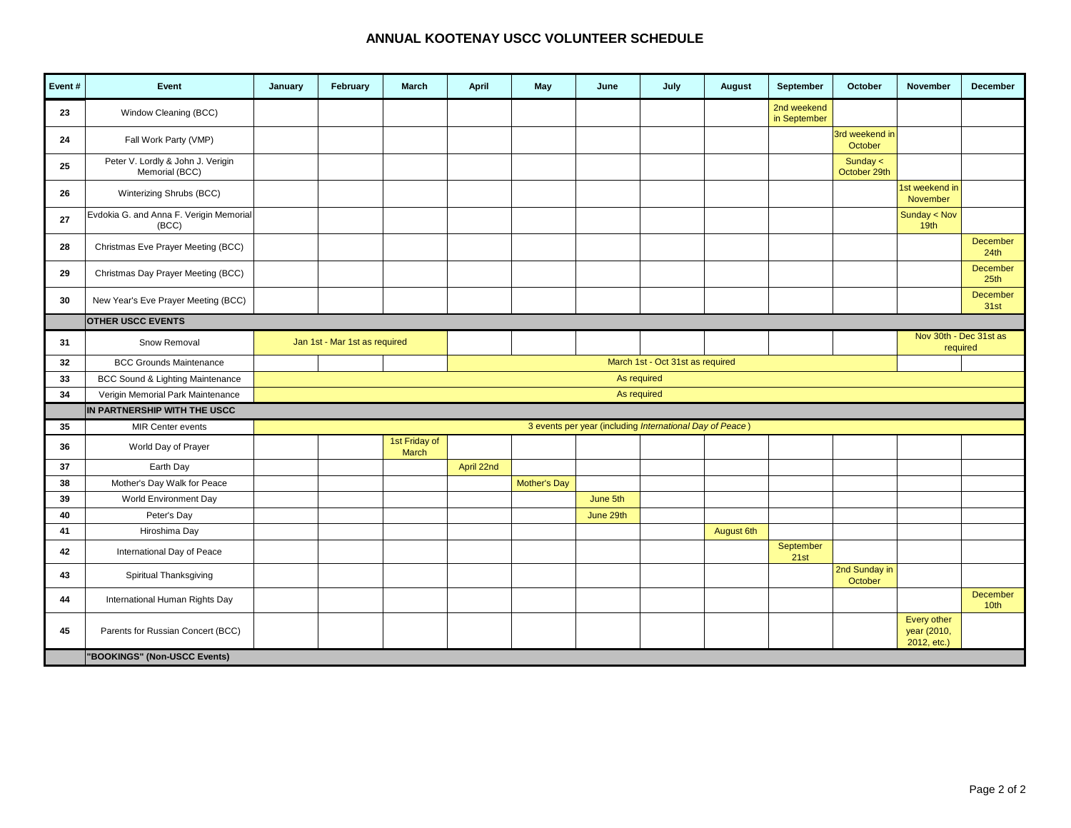## ANNUAL KOOTENAY USCC VOLUNTEER SCHEDULE

| Event # | Event | January | February | March | April | May | June | July | August | September | October | November | December |
|---|---|---|---|---|---|---|---|---|---|---|---|---|---|
| 23 | Window Cleaning (BCC) | | | | | | | | | 2nd weekend in September | | | |
| 24 | Fall Work Party (VMP) | | | | | | | | | | 3rd weekend in October | | |
| 25 | Peter V. Lordly & John J. Verigin Memorial (BCC) | | | | | | | | | | Sunday < October 29th | | |
| 26 | Winterizing Shrubs (BCC) | | | | | | | | | | | 1st weekend in November | |
| 27 | Evdokia G. and Anna F. Verigin Memorial (BCC) | | | | | | | | | | | Sunday < Nov 19th | |
| 28 | Christmas Eve Prayer Meeting (BCC) | | | | | | | | | | | | December 24th |
| 29 | Christmas Day Prayer Meeting (BCC) | | | | | | | | | | | | December 25th |
| 30 | New Year's Eve Prayer Meeting (BCC) | | | | | | | | | | | | December 31st |
| | **OTHER USCC EVENTS** | | | | | | | | | | | | |
| 31 | Snow Removal | Jan 1st - Mar 1st as required | | | | | | | | | | Nov 30th - Dec 31st as required | |
| 32 | BCC Grounds Maintenance | | | | March 1st - Oct 31st as required | | | | | | | | |
| 33 | BCC Sound & Lighting Maintenance | As required | | | | | | | | | | | |
| 34 | Verigin Memorial Park Maintenance | As required | | | | | | | | | | | |
| | **IN PARTNERSHIP WITH THE USCC** | | | | | | | | | | | | |
| 35 | MIR Center events | 3 events per year (including *International Day of Peace*) | | | | | | | | | | | |
| 36 | World Day of Prayer | | | 1st Friday of March | | | | | | | | | |
| 37 | Earth Day | | | | April 22nd | | | | | | | | |
| 38 | Mother's Day Walk for Peace | | | | | Mother's Day | | | | | | | |
| 39 | World Environment Day | | | | | | June 5th | | | | | | |
| 40 | Peter's Day | | | | | | June 29th | | | | | | |
| 41 | Hiroshima Day | | | | | | | | August 6th | | | | |
| 42 | International Day of Peace | | | | | | | | | September 21st | | | |
| 43 | Spiritual Thanksgiving | | | | | | | | | | 2nd Sunday in October | | |
| 44 | International Human Rights Day | | | | | | | | | | | | December 10th |
| 45 | Parents for Russian Concert (BCC) | | | | | | | | | | | Every other year (2010, 2012, etc.) | |
| | **"BOOKINGS" (Non-USCC Events)** | | | | | | | | | | | | |